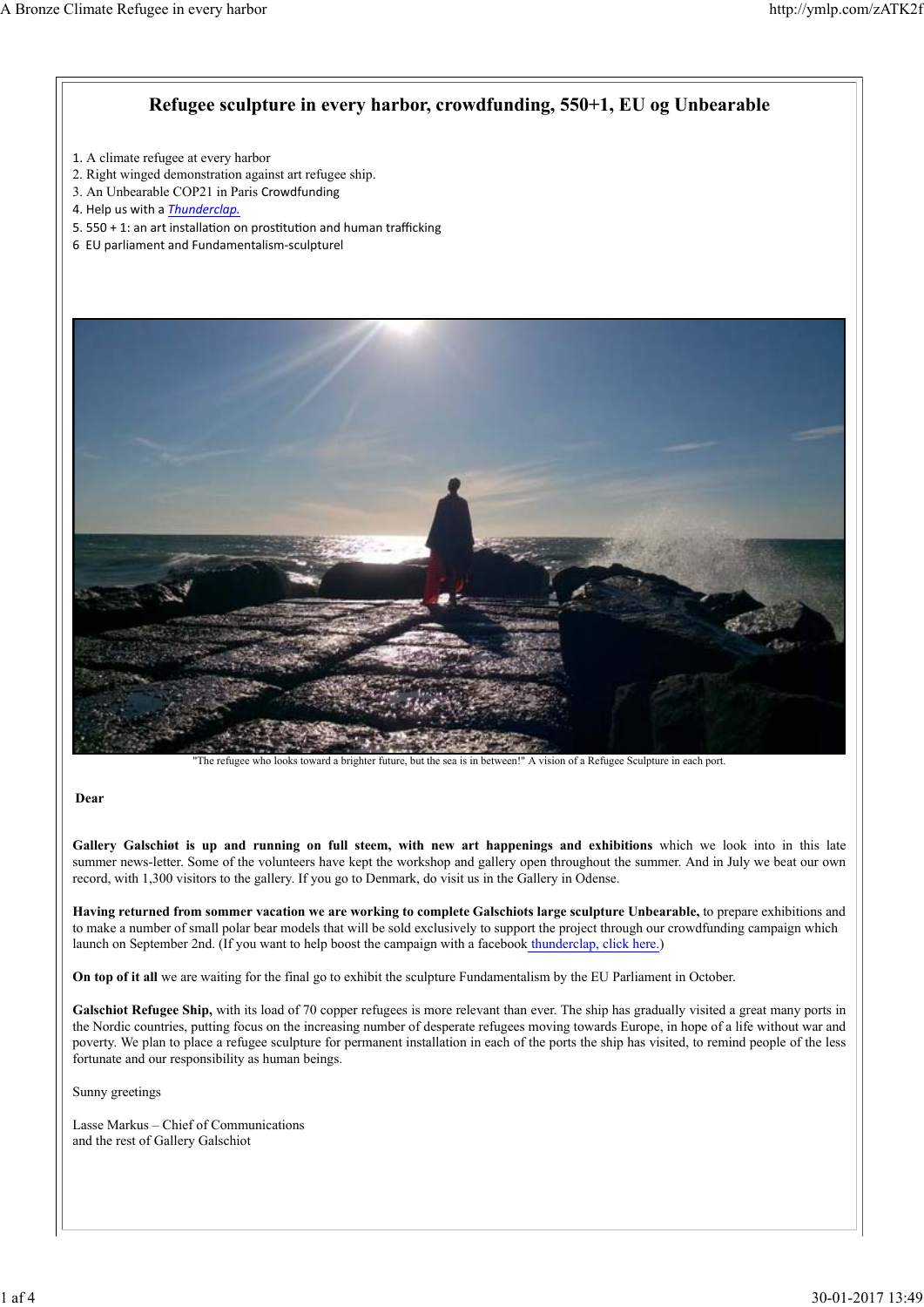# Refugee sculpture in every harbor, crowdfunding, 550+1, EU og Unbearable

1. A climate refugee at every harbor
2. Right winged demonstration against art refugee ship.
3. An Unbearable COP21 in Paris Crowdfunding
4. Help us with a *Thunderclap.*
5. 550 + 1: an art installation on prostitution and human trafficking
6. EU parliament and Fundamentalism-sculpturel

"The refugee who looks toward a brighter future, but the sea is in between!" A vision of a Refugee Sculpture in each port.

**Dear**

**Gallery Galschiøt is up and running on full steem, with new art happenings and exhibitions** which we look into in this late summer news-letter. Some of the volunteers have kept the workshop and gallery open throughout the summer. And in July we beat our own record, with 1,300 visitors to the gallery. If you go to Denmark, do visit us in the Gallery in Odense.

**Having returned from sommer vacation we are working to complete Galschiots large sculpture Unbearable,** to prepare exhibitions and to make a number of small polar bear models that will be sold exclusively to support the project through our crowdfunding campaign which launch on September 2nd. (If you want to help boost the campaign with a facebook thunderclap, click here.)

**On top of it all** we are waiting for the final go to exhibit the sculpture Fundamentalism by the EU Parliament in October.

**Galschiot Refugee Ship,** with its load of 70 copper refugees is more relevant than ever. The ship has gradually visited a great many ports in the Nordic countries, putting focus on the increasing number of desperate refugees moving towards Europe, in hope of a life without war and poverty. We plan to place a refugee sculpture for permanent installation in each of the ports the ship has visited, to remind people of the less fortunate and our responsibility as human beings.

Sunny greetings

Lasse Markus – Chief of Communications
and the rest of Gallery Galschiot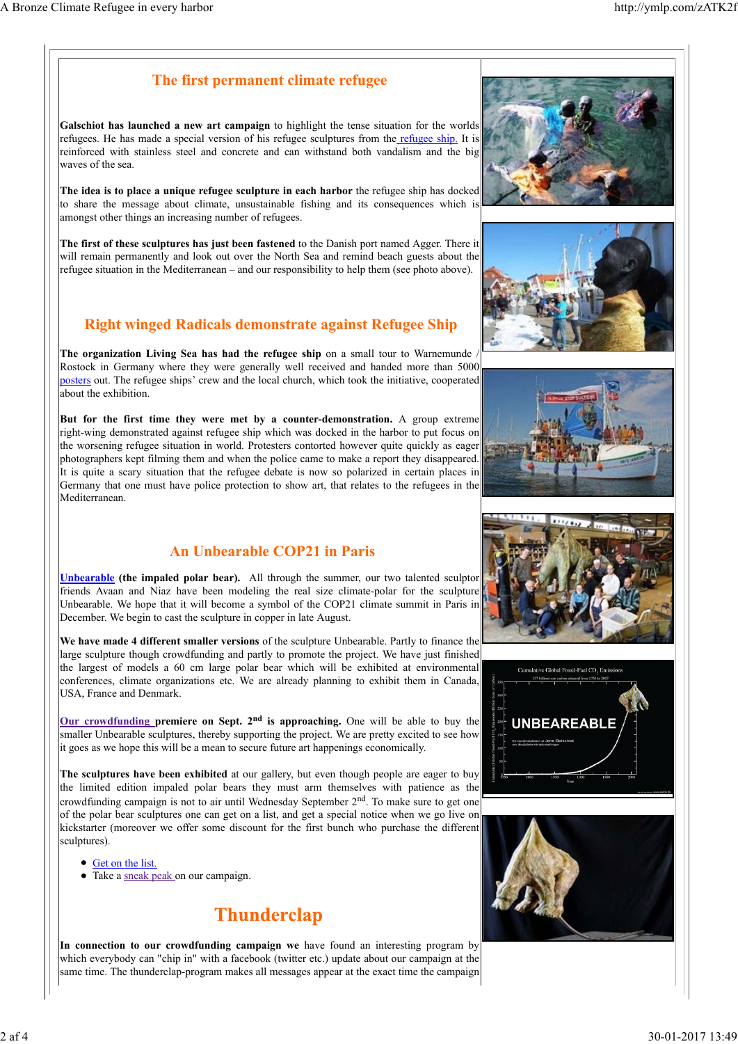## The first permanent climate refugee

**Galschiot has launched a new art campaign** to highlight the tense situation for the worlds refugees. He has made a special version of his refugee sculptures from the refugee ship. It is reinforced with stainless steel and concrete and can withstand both vandalism and the big waves of the sea.

**The idea is to place a unique refugee sculpture in each harbor** the refugee ship has docked to share the message about climate, unsustainable fishing and its consequences which is amongst other things an increasing number of refugees.

**The first of these sculptures has just been fastened** to the Danish port named Agger. There it will remain permanently and look out over the North Sea and remind beach guests about the refugee situation in the Mediterranean – and our responsibility to help them (see photo above).

## Right winged Radicals demonstrate against Refugee Ship

**The organization Living Sea has had the refugee ship** on a small tour to Warnemunde / Rostock in Germany where they were generally well received and handed more than 5000 posters out. The refugee ships' crew and the local church, which took the initiative, cooperated about the exhibition.

**But for the first time they were met by a counter-demonstration.** A group extreme right-wing demonstrated against refugee ship which was docked in the harbor to put focus on the worsening refugee situation in world. Protesters contorted however quite quickly as eager photographers kept filming them and when the police came to make a report they disappeared. It is quite a scary situation that the refugee debate is now so polarized in certain places in Germany that one must have police protection to show art, that relates to the refugees in the Mediterranean.

## An Unbearable COP21 in Paris

**Unbearable (the impaled polar bear).** All through the summer, our two talented sculptor friends Avaan and Niaz have been modeling the real size climate-polar for the sculpture Unbearable. We hope that it will become a symbol of the COP21 climate summit in Paris in December. We begin to cast the sculpture in copper in late August.

**We have made 4 different smaller versions** of the sculpture Unbearable. Partly to finance the large sculpture though crowdfunding and partly to promote the project. We have just finished the largest of models a 60 cm large polar bear which will be exhibited at environmental conferences, climate organizations etc. We are already planning to exhibit them in Canada, USA, France and Denmark.

**Our crowdfunding premiere on Sept. 2nd is approaching.** One will be able to buy the smaller Unbearable sculptures, thereby supporting the project. We are pretty excited to see how it goes as we hope this will be a mean to secure future art happenings economically.

**The sculptures have been exhibited** at our gallery, but even though people are eager to buy the limited edition impaled polar bears they must arm themselves with patience as the crowdfunding campaign is not to air until Wednesday September 2nd. To make sure to get one of the polar bear sculptures one can get on a list, and get a special notice when we go live on kickstarter (moreover we offer some discount for the first bunch who purchase the different sculptures).

- Get on the list.
- Take a sneak peak on our campaign.

## Thunderclap

**In connection to our crowdfunding campaign we** have found an interesting program by which everybody can "chip in" with a facebook (twitter etc.) update about our campaign at the same time. The thunderclap-program makes all messages appear at the exact time the campaign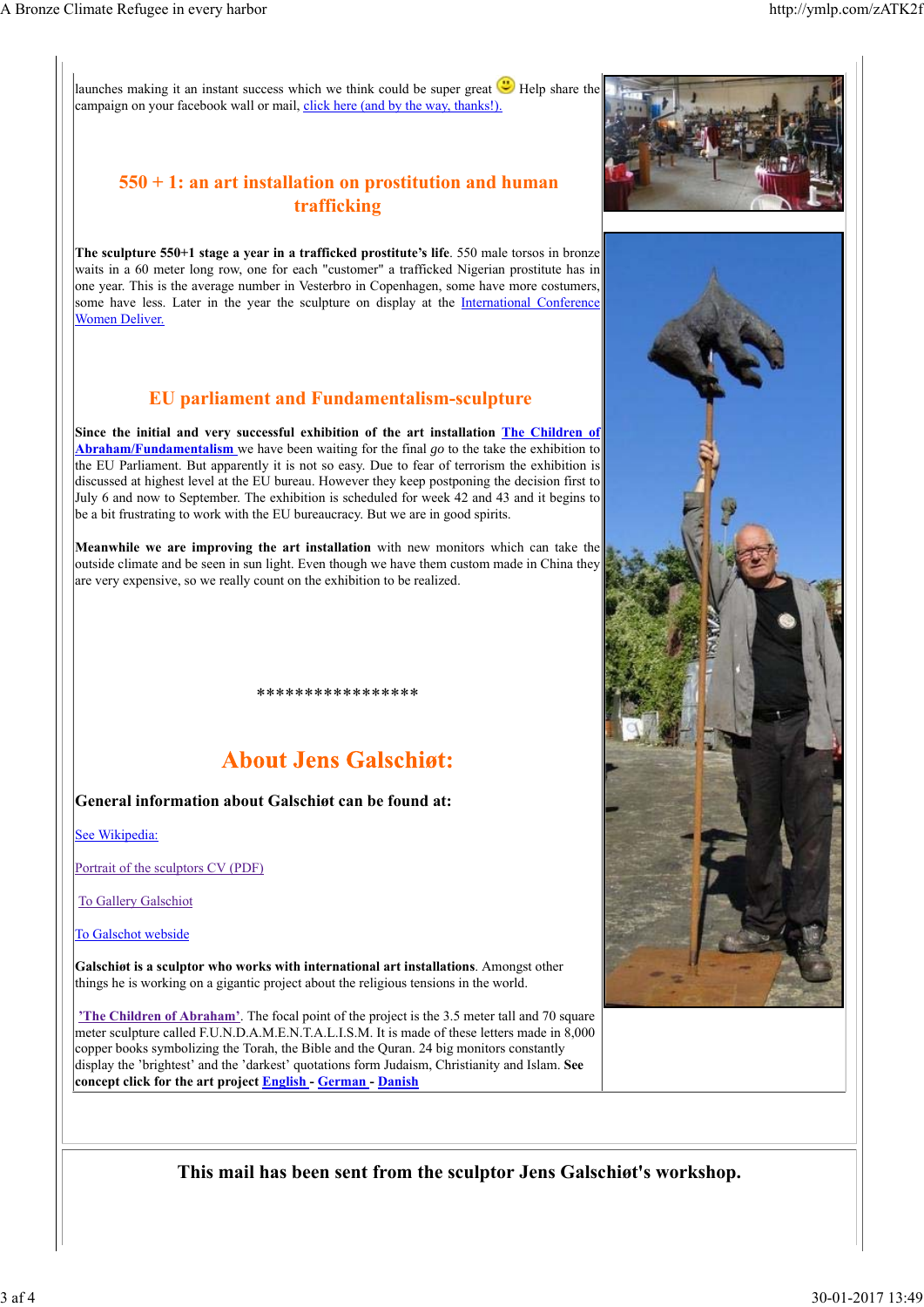launches making it an instant success which we think could be super great 🙂 Help share the campaign on your facebook wall or mail, [click here (and by the way, thanks!).]

## 550 + 1: an art installation on prostitution and human trafficking

**The sculpture 550+1 stage a year in a trafficked prostitute's life**. 550 male torsos in bronze waits in a 60 meter long row, one for each "customer" a trafficked Nigerian prostitute has in one year. This is the average number in Vesterbro in Copenhagen, some have more costumers, some have less. Later in the year the sculpture on display at the [International Conference Women Deliver.]

## EU parliament and Fundamentalism-sculpture

**Since the initial and very successful exhibition of the art installation [The Children of Abraham/Fundamentalism]** we have been waiting for the final *go* to the take the exhibition to the EU Parliament. But apparently it is not so easy. Due to fear of terrorism the exhibition is discussed at highest level at the EU bureau. However they keep postponing the decision first to July 6 and now to September. The exhibition is scheduled for week 42 and 43 and it begins to be a bit frustrating to work with the EU bureaucracy. But we are in good spirits.

**Meanwhile we are improving the art installation** with new monitors which can take the outside climate and be seen in sun light. Even though we have them custom made in China they are very expensive, so we really count on the exhibition to be realized.

*****************

# About Jens Galschiøt:

**General information about Galschiøt can be found at:**

[See Wikipedia:]

[Portrait of the sculptors CV (PDF)]

[To Gallery Galschiot]

[To Galschot webside]

**Galschiøt is a sculptor who works with international art installations**. Amongst other things he is working on a gigantic project about the religious tensions in the world.

**['The Children of Abraham']**. The focal point of the project is the 3.5 meter tall and 70 square meter sculpture called F.U.N.D.A.M.E.N.T.A.L.I.S.M. It is made of these letters made in 8,000 copper books symbolizing the Torah, the Bible and the Quran. 24 big monitors constantly display the 'brightest' and the 'darkest' quotations form Judaism, Christianity and Islam. **See concept click for the art project [English] - [German] - [Danish]**

**This mail has been sent from the sculptor Jens Galschiøt's workshop.**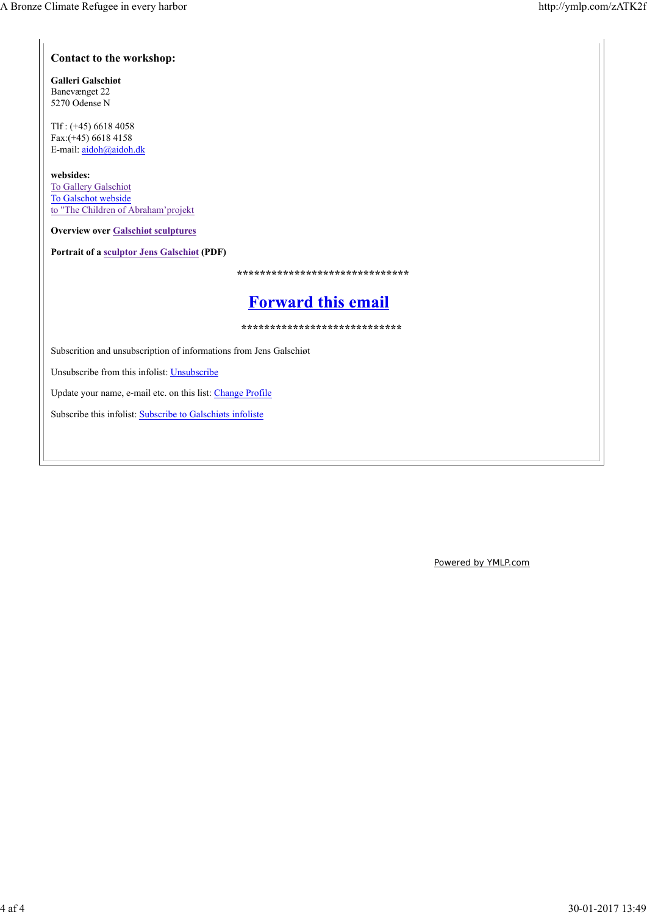### Contact to the workshop:

**Galleri Galschiøt**
Banevænget 22
5270 Odense N

Tlf : (+45) 6618 4058
Fax:(+45) 6618 4158
E-mail: aidoh@aidoh.dk

**websides:**
To Gallery Galschiot
To Galschot webside
to "The Children of Abraham'projekt

**Overview over Galschiøt sculptures**

**Portrait of a sculptor Jens Galschiøt (PDF)**

******************************

## Forward this email

****************************

Subscrition and unsubscription of informations from Jens Galschiøt

Unsubscribe from this infolist: Unsubscribe

Update your name, e-mail etc. on this list: Change Profile

Subscribe this infolist: Subscribe to Galschiøts infoliste

Powered by YMLP.com